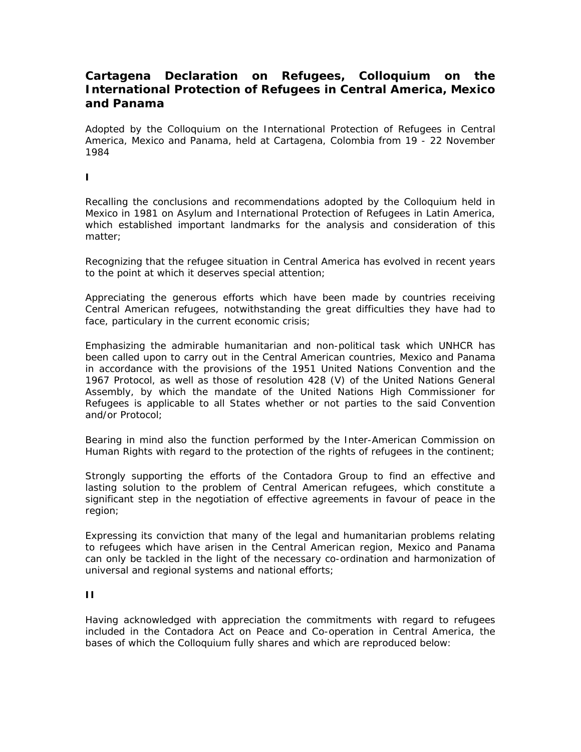# Cartagena Declaration on Refugees, Colloquium on the International Protection of Refugees in Central America, Mexico and Panama

Adopted by the Colloquium on the International Protection of Refugees in Central America, Mexico and Panama, held at Cartagena, Colombia from 19 - 22 November 1984

## I

Recalling the conclusions and recommendations adopted by the Colloquium held in Mexico in 1981 on Asylum and International Protection of Refugees in Latin America, which established important landmarks for the analysis and consideration of this matter;

Recognizing that the refugee situation in Central America has evolved in recent years to the point at which it deserves special attention;

Appreciating the generous efforts which have been made by countries receiving Central American refugees, notwithstanding the great difficulties they have had to face, particularly in the current economic crisis;

Emphasizing the admirable humanitarian and non-political task which UNHCR has been called upon to carry out in the Central American countries, Mexico and Panama in accordance with the provisions of the 1951 United Nations Convention and the 1967 Protocol, as well as those of resolution 428 (V) of the United Nations General Assembly, by which the mandate of the United Nations High Commissioner for Refugees is applicable to all States whether or not parties to the said Convention and/or Protocol;

Bearing in mind also the function performed by the Inter-American Commission on Human Rights with regard to the protection of the rights of refugees in the continent;

Strongly supporting the efforts of the Contadora Group to find an effective and lasting solution to the problem of Central American refugees, which constitute a significant step in the negotiation of effective agreements in favour of peace in the region;

Expressing its conviction that many of the legal and humanitarian problems relating to refugees which have arisen in the Central American region, Mexico and Panama can only be tackled in the light of the necessary co-ordination and harmonization of universal and regional systems and national efforts;

## II

Having acknowledged with appreciation the commitments with regard to refugees included in the Contadora Act on Peace and Co-operation in Central America, the bases of which the Colloquium fully shares and which are reproduced below: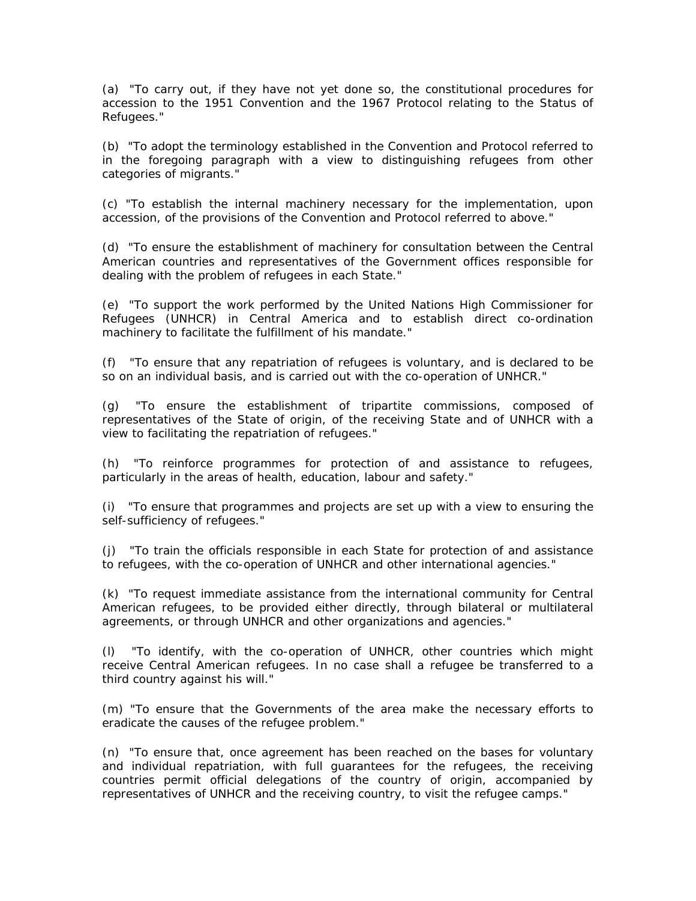(a) "To carry out, if they have not yet done so, the constitutional procedures for accession to the 1951 Convention and the 1967 Protocol relating to the Status of Refugees."

(b) "To adopt the terminology established in the Convention and Protocol referred to in the foregoing paragraph with a view to distinguishing refugees from other categories of migrants."

(c) "To establish the internal machinery necessary for the implementation, upon accession, of the provisions of the Convention and Protocol referred to above."

(d) "To ensure the establishment of machinery for consultation between the Central American countries and representatives of the Government offices responsible for dealing with the problem of refugees in each State."

(e) "To support the work performed by the United Nations High Commissioner for Refugees (UNHCR) in Central America and to establish direct co-ordination machinery to facilitate the fulfillment of his mandate."

(f) "To ensure that any repatriation of refugees is voluntary, and is declared to be so on an individual basis, and is carried out with the co-operation of UNHCR."

(g) "To ensure the establishment of tripartite commissions, composed of representatives of the State of origin, of the receiving State and of UNHCR with a view to facilitating the repatriation of refugees."

(h) "To reinforce programmes for protection of and assistance to refugees, particularly in the areas of health, education, labour and safety."

(i) "To ensure that programmes and projects are set up with a view to ensuring the self-sufficiency of refugees."

(j) "To train the officials responsible in each State for protection of and assistance to refugees, with the co-operation of UNHCR and other international agencies."

(k) "To request immediate assistance from the international community for Central American refugees, to be provided either directly, through bilateral or multilateral agreements, or through UNHCR and other organizations and agencies."

(l) "To identify, with the co-operation of UNHCR, other countries which might receive Central American refugees. In no case shall a refugee be transferred to a third country against his will."

(m) "To ensure that the Governments of the area make the necessary efforts to eradicate the causes of the refugee problem."

(n) "To ensure that, once agreement has been reached on the bases for voluntary and individual repatriation, with full guarantees for the refugees, the receiving countries permit official delegations of the country of origin, accompanied by representatives of UNHCR and the receiving country, to visit the refugee camps."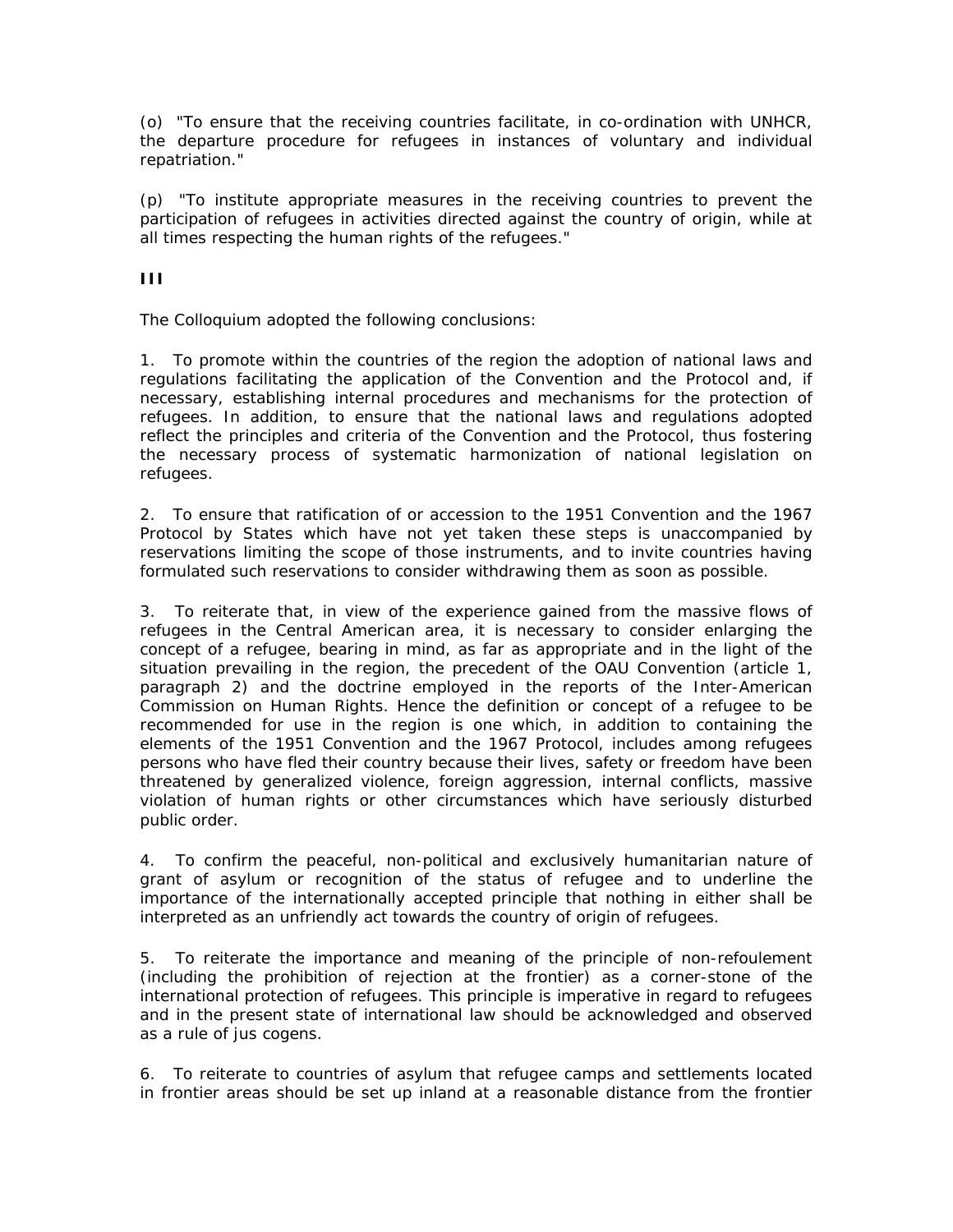(o) "To ensure that the receiving countries facilitate, in co-ordination with UNHCR, the departure procedure for refugees in instances of voluntary and individual repatriation."

(p) "To institute appropriate measures in the receiving countries to prevent the participation of refugees in activities directed against the country of origin, while at all times respecting the human rights of the refugees."

**III**

The Colloquium adopted the following conclusions:

1. To promote within the countries of the region the adoption of national laws and regulations facilitating the application of the Convention and the Protocol and, if necessary, establishing internal procedures and mechanisms for the protection of refugees. In addition, to ensure that the national laws and regulations adopted reflect the principles and criteria of the Convention and the Protocol, thus fostering the necessary process of systematic harmonization of national legislation on refugees.

2. To ensure that ratification of or accession to the 1951 Convention and the 1967 Protocol by States which have not yet taken these steps is unaccompanied by reservations limiting the scope of those instruments, and to invite countries having formulated such reservations to consider withdrawing them as soon as possible.

3. To reiterate that, in view of the experience gained from the massive flows of refugees in the Central American area, it is necessary to consider enlarging the concept of a refugee, bearing in mind, as far as appropriate and in the light of the situation prevailing in the region, the precedent of the OAU Convention (article 1, paragraph 2) and the doctrine employed in the reports of the Inter-American Commission on Human Rights. Hence the definition or concept of a refugee to be recommended for use in the region is one which, in addition to containing the elements of the 1951 Convention and the 1967 Protocol, includes among refugees persons who have fled their country because their lives, safety or freedom have been threatened by generalized violence, foreign aggression, internal conflicts, massive violation of human rights or other circumstances which have seriously disturbed public order.

4. To confirm the peaceful, non-political and exclusively humanitarian nature of grant of asylum or recognition of the status of refugee and to underline the importance of the internationally accepted principle that nothing in either shall be interpreted as an unfriendly act towards the country of origin of refugees.

5. To reiterate the importance and meaning of the principle of non-refoulement (including the prohibition of rejection at the frontier) as a corner-stone of the international protection of refugees. This principle is imperative in regard to refugees and in the present state of international law should be acknowledged and observed as a rule of jus cogens.

6. To reiterate to countries of asylum that refugee camps and settlements located in frontier areas should be set up inland at a reasonable distance from the frontier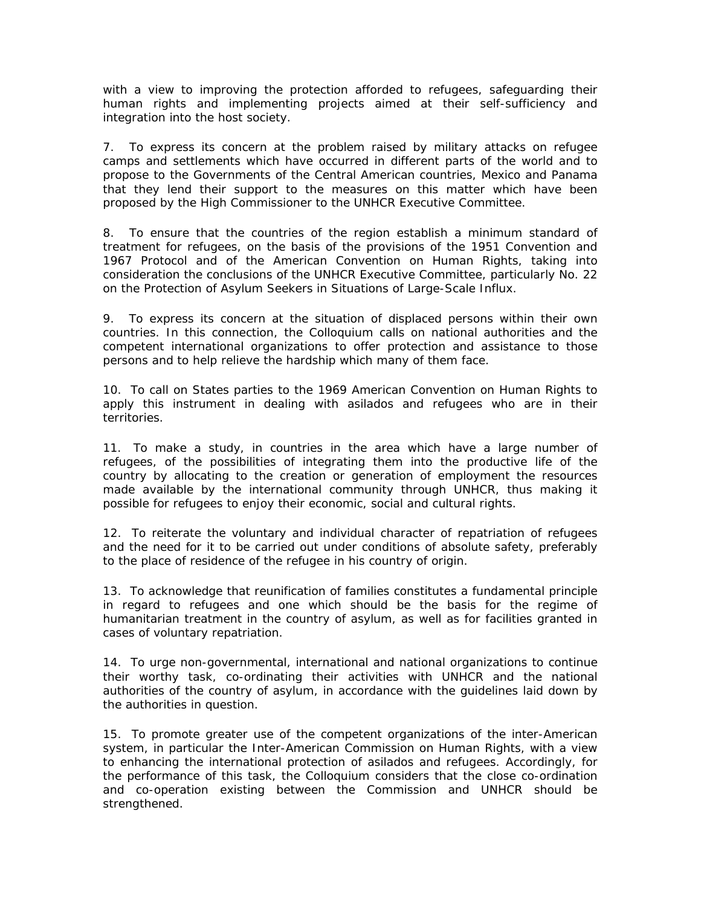with a view to improving the protection afforded to refugees, safeguarding their human rights and implementing projects aimed at their self-sufficiency and integration into the host society.

7. To express its concern at the problem raised by military attacks on refugee camps and settlements which have occurred in different parts of the world and to propose to the Governments of the Central American countries, Mexico and Panama that they lend their support to the measures on this matter which have been proposed by the High Commissioner to the UNHCR Executive Committee.

8. To ensure that the countries of the region establish a minimum standard of treatment for refugees, on the basis of the provisions of the 1951 Convention and 1967 Protocol and of the American Convention on Human Rights, taking into consideration the conclusions of the UNHCR Executive Committee, particularly No. 22 on the Protection of Asylum Seekers in Situations of Large-Scale Influx.

9. To express its concern at the situation of displaced persons within their own countries. In this connection, the Colloquium calls on national authorities and the competent international organizations to offer protection and assistance to those persons and to help relieve the hardship which many of them face.

10. To call on States parties to the 1969 American Convention on Human Rights to apply this instrument in dealing with asilados and refugees who are in their territories.

11. To make a study, in countries in the area which have a large number of refugees, of the possibilities of integrating them into the productive life of the country by allocating to the creation or generation of employment the resources made available by the international community through UNHCR, thus making it possible for refugees to enjoy their economic, social and cultural rights.

12. To reiterate the voluntary and individual character of repatriation of refugees and the need for it to be carried out under conditions of absolute safety, preferably to the place of residence of the refugee in his country of origin.

13. To acknowledge that reunification of families constitutes a fundamental principle in regard to refugees and one which should be the basis for the regime of humanitarian treatment in the country of asylum, as well as for facilities granted in cases of voluntary repatriation.

14. To urge non-governmental, international and national organizations to continue their worthy task, co-ordinating their activities with UNHCR and the national authorities of the country of asylum, in accordance with the guidelines laid down by the authorities in question.

15. To promote greater use of the competent organizations of the inter-American system, in particular the Inter-American Commission on Human Rights, with a view to enhancing the international protection of asilados and refugees. Accordingly, for the performance of this task, the Colloquium considers that the close co-ordination and co-operation existing between the Commission and UNHCR should be strengthened.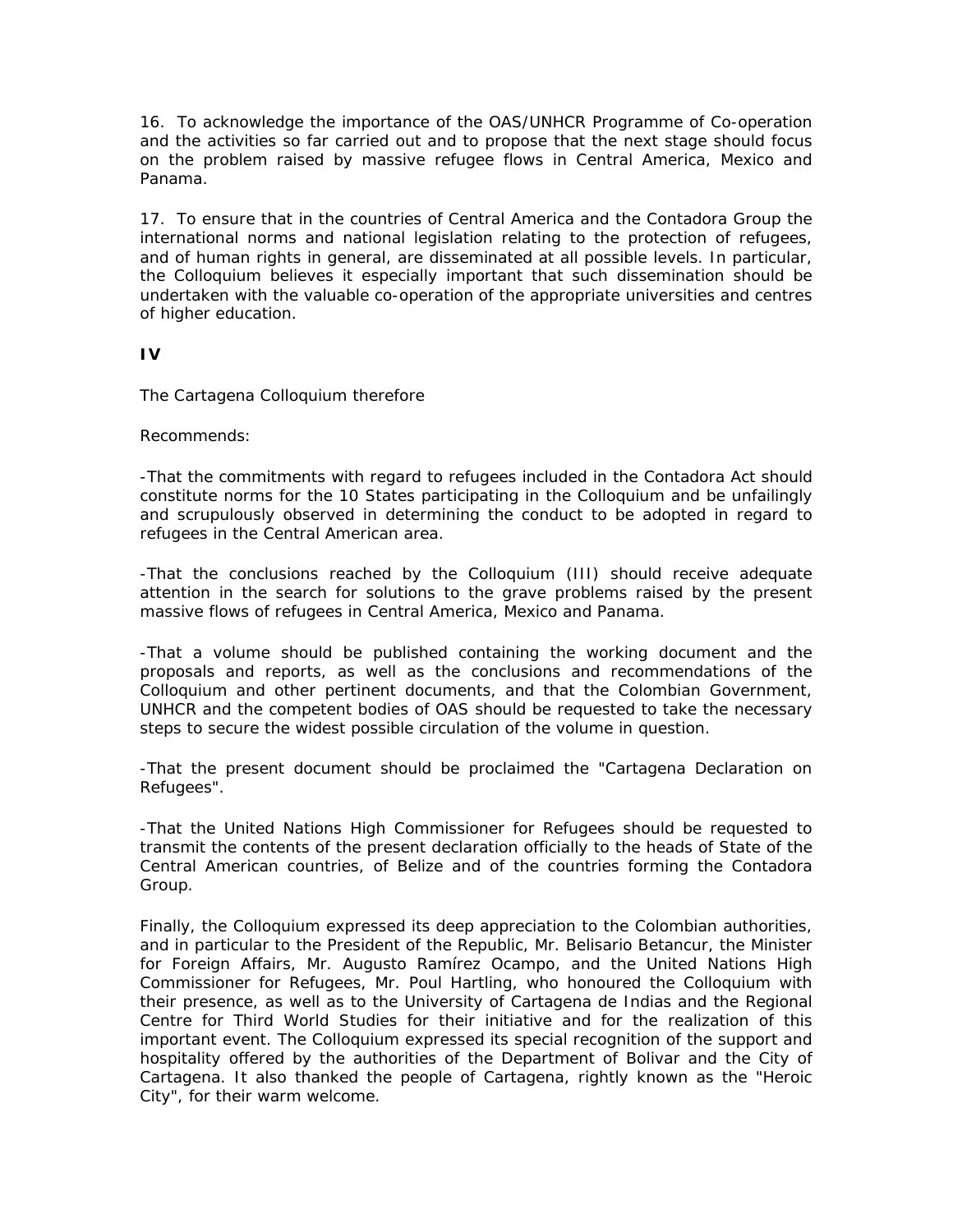16. To acknowledge the importance of the OAS/UNHCR Programme of Co-operation and the activities so far carried out and to propose that the next stage should focus on the problem raised by massive refugee flows in Central America, Mexico and Panama.

17. To ensure that in the countries of Central America and the Contadora Group the international norms and national legislation relating to the protection of refugees, and of human rights in general, are disseminated at all possible levels. In particular, the Colloquium believes it especially important that such dissemination should be undertaken with the valuable co-operation of the appropriate universities and centres of higher education.

**IV**

The Cartagena Colloquium therefore

Recommends:

-That the commitments with regard to refugees included in the Contadora Act should constitute norms for the 10 States participating in the Colloquium and be unfailingly and scrupulously observed in determining the conduct to be adopted in regard to refugees in the Central American area.

-That the conclusions reached by the Colloquium (III) should receive adequate attention in the search for solutions to the grave problems raised by the present massive flows of refugees in Central America, Mexico and Panama.

-That a volume should be published containing the working document and the proposals and reports, as well as the conclusions and recommendations of the Colloquium and other pertinent documents, and that the Colombian Government, UNHCR and the competent bodies of OAS should be requested to take the necessary steps to secure the widest possible circulation of the volume in question.

-That the present document should be proclaimed the "Cartagena Declaration on Refugees".

-That the United Nations High Commissioner for Refugees should be requested to transmit the contents of the present declaration officially to the heads of State of the Central American countries, of Belize and of the countries forming the Contadora Group.

Finally, the Colloquium expressed its deep appreciation to the Colombian authorities, and in particular to the President of the Republic, Mr. Belisario Betancur, the Minister for Foreign Affairs, Mr. Augusto Ramírez Ocampo, and the United Nations High Commissioner for Refugees, Mr. Poul Hartling, who honoured the Colloquium with their presence, as well as to the University of Cartagena de Indias and the Regional Centre for Third World Studies for their initiative and for the realization of this important event. The Colloquium expressed its special recognition of the support and hospitality offered by the authorities of the Department of Bolivar and the City of Cartagena. It also thanked the people of Cartagena, rightly known as the "Heroic City", for their warm welcome.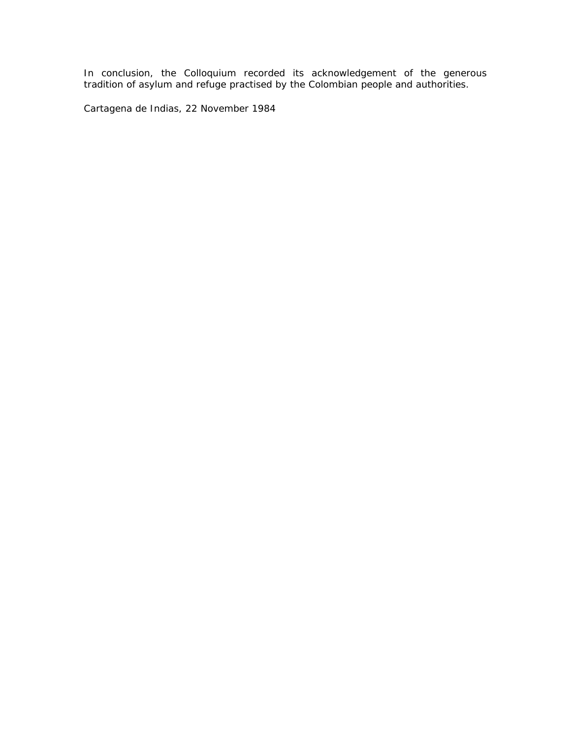In conclusion, the Colloquium recorded its acknowledgement of the generous tradition of asylum and refuge practised by the Colombian people and authorities.

Cartagena de Indias, 22 November 1984